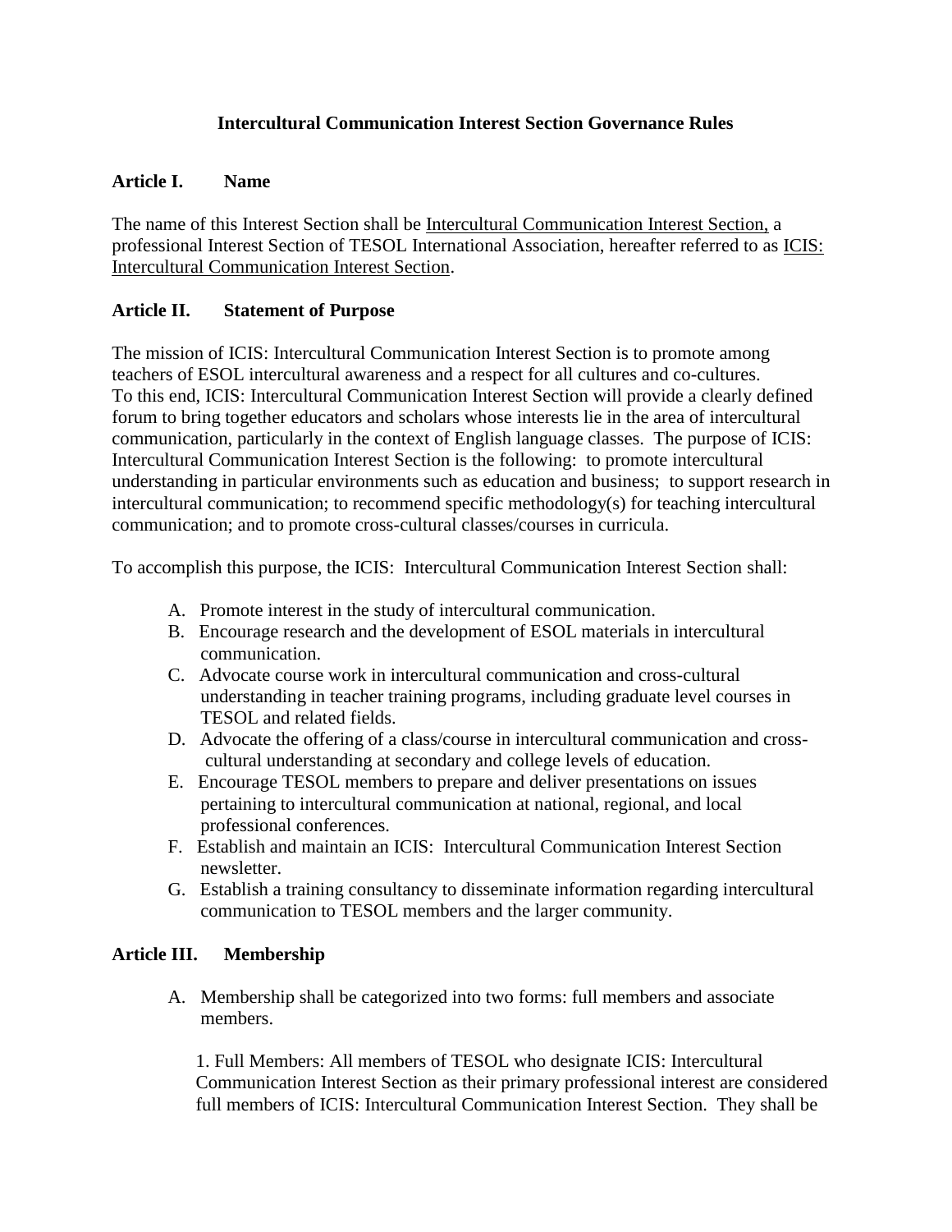# Intercultural Communication Interest Section Governance Rules

## Article I. Name

The name of this Interest Section shall be Intercultural Communication Interest Section, a professional Interest Section of TESOL International Association, hereafter referred to as ICIS: Intercultural Communication Interest Section.

## Article II. Statement of Purpose

The mission of ICIS: Intercultural Communication Interest Section is to promote among teachers of ESOL intercultural awareness and a respect for all cultures and co-cultures. To this end, ICIS: Intercultural Communication Interest Section will provide a clearly defined forum to bring together educators and scholars whose interests lie in the area of intercultural communication, particularly in the context of English language classes. The purpose of ICIS: Intercultural Communication Interest Section is the following: to promote intercultural understanding in particular environments such as education and business; to support research in intercultural communication; to recommend specific methodology(s) for teaching intercultural communication; and to promote cross-cultural classes/courses in curricula.

To accomplish this purpose, the ICIS: Intercultural Communication Interest Section shall:

A. Promote interest in the study of intercultural communication.
B. Encourage research and the development of ESOL materials in intercultural communication.
C. Advocate course work in intercultural communication and cross-cultural understanding in teacher training programs, including graduate level courses in TESOL and related fields.
D. Advocate the offering of a class/course in intercultural communication and cross-cultural understanding at secondary and college levels of education.
E. Encourage TESOL members to prepare and deliver presentations on issues pertaining to intercultural communication at national, regional, and local professional conferences.
F. Establish and maintain an ICIS: Intercultural Communication Interest Section newsletter.
G. Establish a training consultancy to disseminate information regarding intercultural communication to TESOL members and the larger community.

## Article III. Membership

A. Membership shall be categorized into two forms: full members and associate members.

   1. Full Members: All members of TESOL who designate ICIS: Intercultural Communication Interest Section as their primary professional interest are considered full members of ICIS: Intercultural Communication Interest Section. They shall be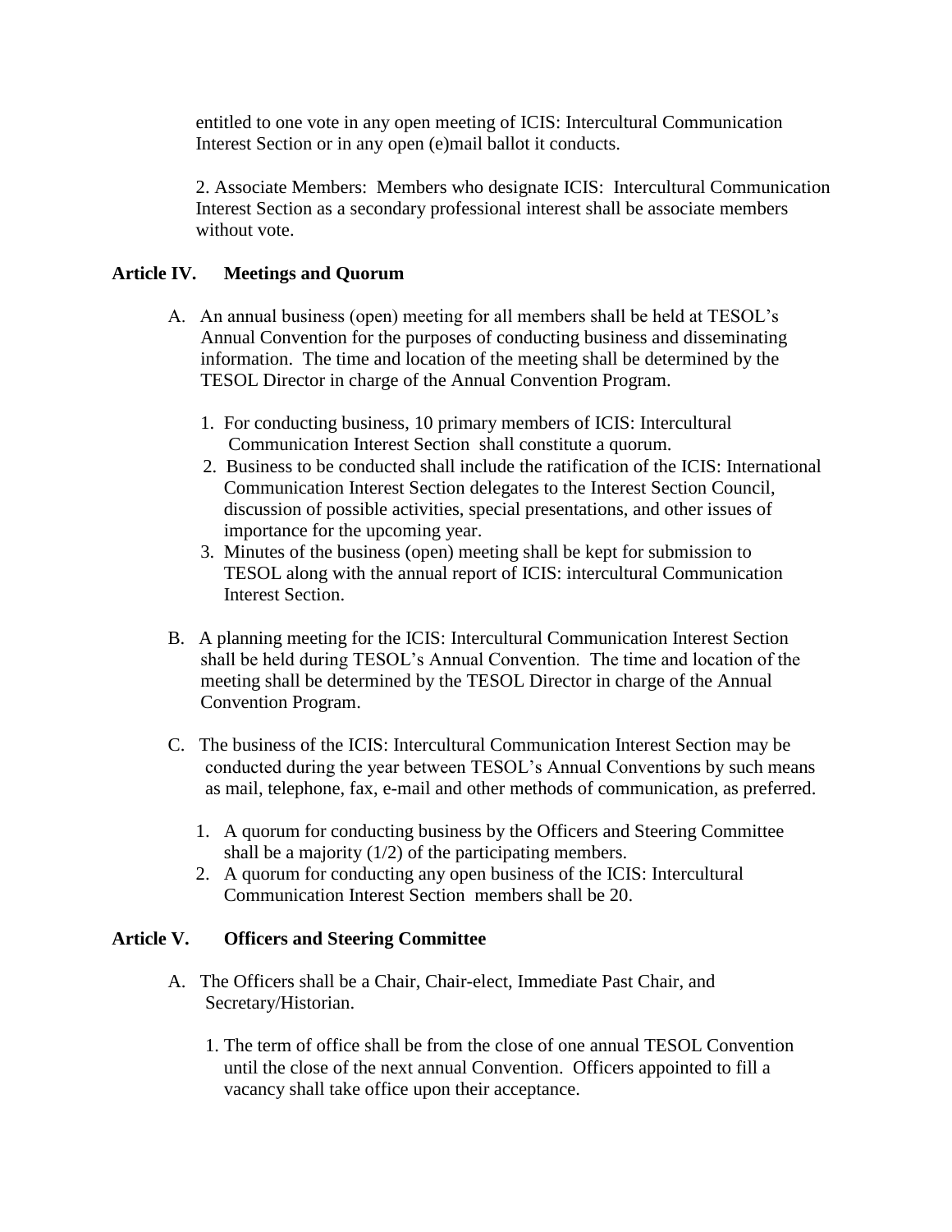entitled to one vote in any open meeting of ICIS: Intercultural Communication Interest Section or in any open (e)mail ballot it conducts.

2. Associate Members: Members who designate ICIS: Intercultural Communication Interest Section as a secondary professional interest shall be associate members without vote.

## Article IV. Meetings and Quorum

A. An annual business (open) meeting for all members shall be held at TESOL's Annual Convention for the purposes of conducting business and disseminating information. The time and location of the meeting shall be determined by the TESOL Director in charge of the Annual Convention Program.

1. For conducting business, 10 primary members of ICIS: Intercultural Communication Interest Section shall constitute a quorum.
2. Business to be conducted shall include the ratification of the ICIS: International Communication Interest Section delegates to the Interest Section Council, discussion of possible activities, special presentations, and other issues of importance for the upcoming year.
3. Minutes of the business (open) meeting shall be kept for submission to TESOL along with the annual report of ICIS: intercultural Communication Interest Section.

B. A planning meeting for the ICIS: Intercultural Communication Interest Section shall be held during TESOL's Annual Convention. The time and location of the meeting shall be determined by the TESOL Director in charge of the Annual Convention Program.

C. The business of the ICIS: Intercultural Communication Interest Section may be conducted during the year between TESOL's Annual Conventions by such means as mail, telephone, fax, e-mail and other methods of communication, as preferred.

1. A quorum for conducting business by the Officers and Steering Committee shall be a majority (1/2) of the participating members.
2. A quorum for conducting any open business of the ICIS: Intercultural Communication Interest Section members shall be 20.

## Article V. Officers and Steering Committee

A. The Officers shall be a Chair, Chair-elect, Immediate Past Chair, and Secretary/Historian.

1. The term of office shall be from the close of one annual TESOL Convention until the close of the next annual Convention. Officers appointed to fill a vacancy shall take office upon their acceptance.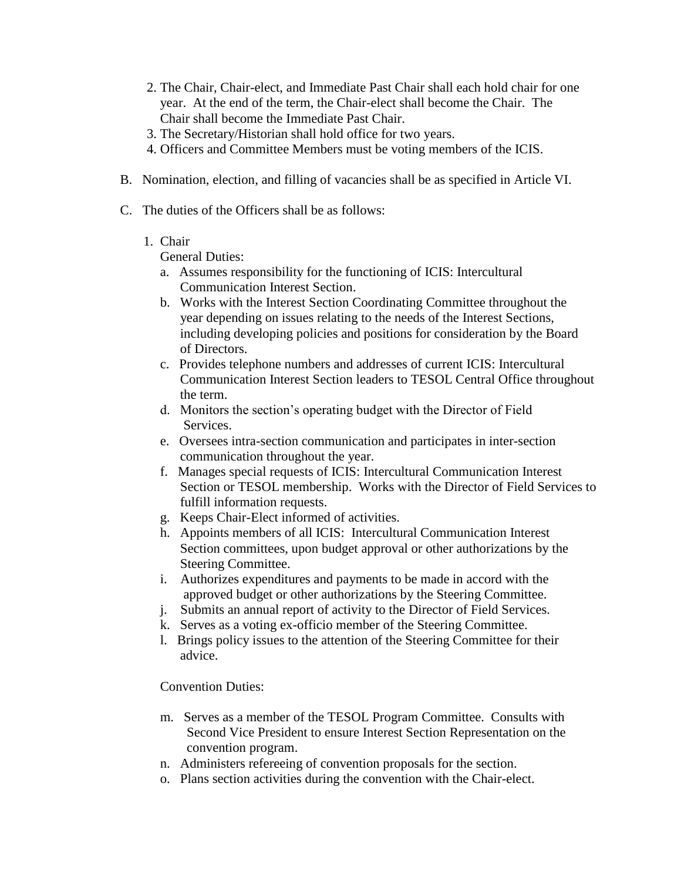2. The Chair, Chair-elect, and Immediate Past Chair shall each hold chair for one year. At the end of the term, the Chair-elect shall become the Chair. The Chair shall become the Immediate Past Chair.
3. The Secretary/Historian shall hold office for two years.
4. Officers and Committee Members must be voting members of the ICIS.

B. Nomination, election, and filling of vacancies shall be as specified in Article VI.

C. The duties of the Officers shall be as follows:

1. Chair

   General Duties:

   a. Assumes responsibility for the functioning of ICIS: Intercultural Communication Interest Section.
   b. Works with the Interest Section Coordinating Committee throughout the year depending on issues relating to the needs of the Interest Sections, including developing policies and positions for consideration by the Board of Directors.
   c. Provides telephone numbers and addresses of current ICIS: Intercultural Communication Interest Section leaders to TESOL Central Office throughout the term.
   d. Monitors the section's operating budget with the Director of Field Services.
   e. Oversees intra-section communication and participates in inter-section communication throughout the year.
   f. Manages special requests of ICIS: Intercultural Communication Interest Section or TESOL membership. Works with the Director of Field Services to fulfill information requests.
   g. Keeps Chair-Elect informed of activities.
   h. Appoints members of all ICIS: Intercultural Communication Interest Section committees, upon budget approval or other authorizations by the Steering Committee.
   i. Authorizes expenditures and payments to be made in accord with the approved budget or other authorizations by the Steering Committee.
   j. Submits an annual report of activity to the Director of Field Services.
   k. Serves as a voting ex-officio member of the Steering Committee.
   l. Brings policy issues to the attention of the Steering Committee for their advice.

   Convention Duties:

   m. Serves as a member of the TESOL Program Committee. Consults with Second Vice President to ensure Interest Section Representation on the convention program.
   n. Administers refereeing of convention proposals for the section.
   o. Plans section activities during the convention with the Chair-elect.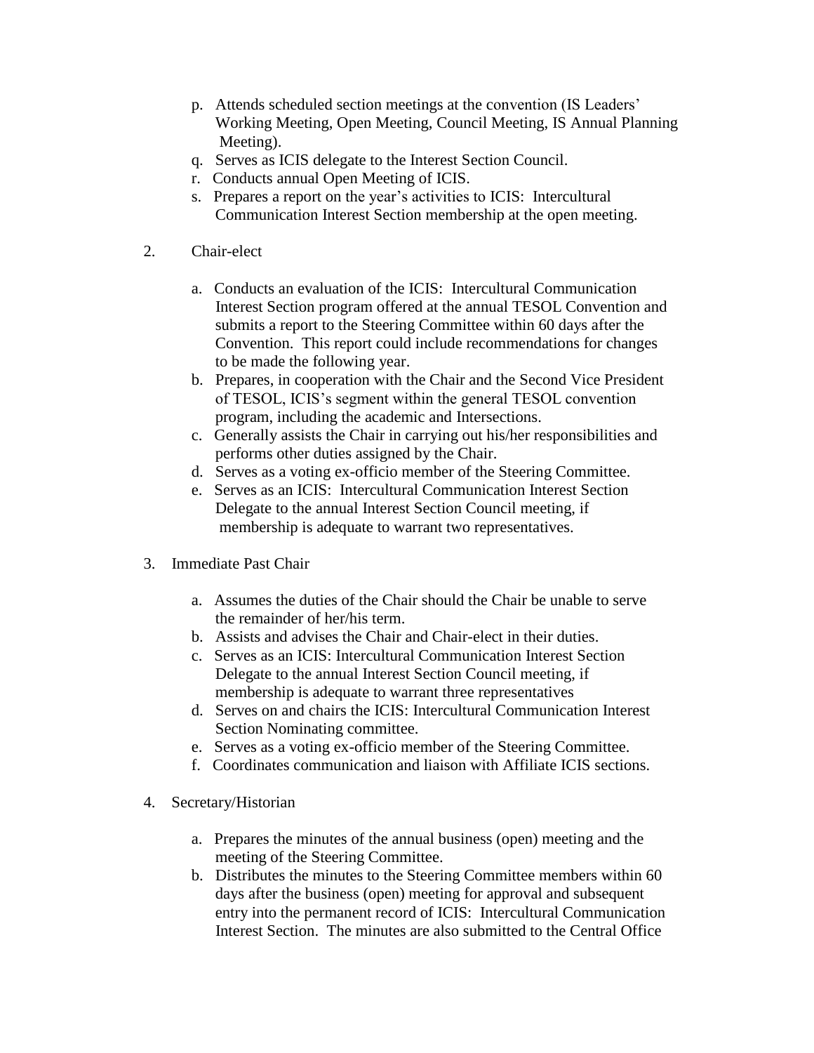p. Attends scheduled section meetings at the convention (IS Leaders' Working Meeting, Open Meeting, Council Meeting, IS Annual Planning Meeting).
q. Serves as ICIS delegate to the Interest Section Council.
r. Conducts annual Open Meeting of ICIS.
s. Prepares a report on the year's activities to ICIS: Intercultural Communication Interest Section membership at the open meeting.

2. Chair-elect

   a. Conducts an evaluation of the ICIS: Intercultural Communication Interest Section program offered at the annual TESOL Convention and submits a report to the Steering Committee within 60 days after the Convention. This report could include recommendations for changes to be made the following year.
   b. Prepares, in cooperation with the Chair and the Second Vice President of TESOL, ICIS's segment within the general TESOL convention program, including the academic and Intersections.
   c. Generally assists the Chair in carrying out his/her responsibilities and performs other duties assigned by the Chair.
   d. Serves as a voting ex-officio member of the Steering Committee.
   e. Serves as an ICIS: Intercultural Communication Interest Section Delegate to the annual Interest Section Council meeting, if membership is adequate to warrant two representatives.

3. Immediate Past Chair

   a. Assumes the duties of the Chair should the Chair be unable to serve the remainder of her/his term.
   b. Assists and advises the Chair and Chair-elect in their duties.
   c. Serves as an ICIS: Intercultural Communication Interest Section Delegate to the annual Interest Section Council meeting, if membership is adequate to warrant three representatives
   d. Serves on and chairs the ICIS: Intercultural Communication Interest Section Nominating committee.
   e. Serves as a voting ex-officio member of the Steering Committee.
   f. Coordinates communication and liaison with Affiliate ICIS sections.

4. Secretary/Historian

   a. Prepares the minutes of the annual business (open) meeting and the meeting of the Steering Committee.
   b. Distributes the minutes to the Steering Committee members within 60 days after the business (open) meeting for approval and subsequent entry into the permanent record of ICIS: Intercultural Communication Interest Section. The minutes are also submitted to the Central Office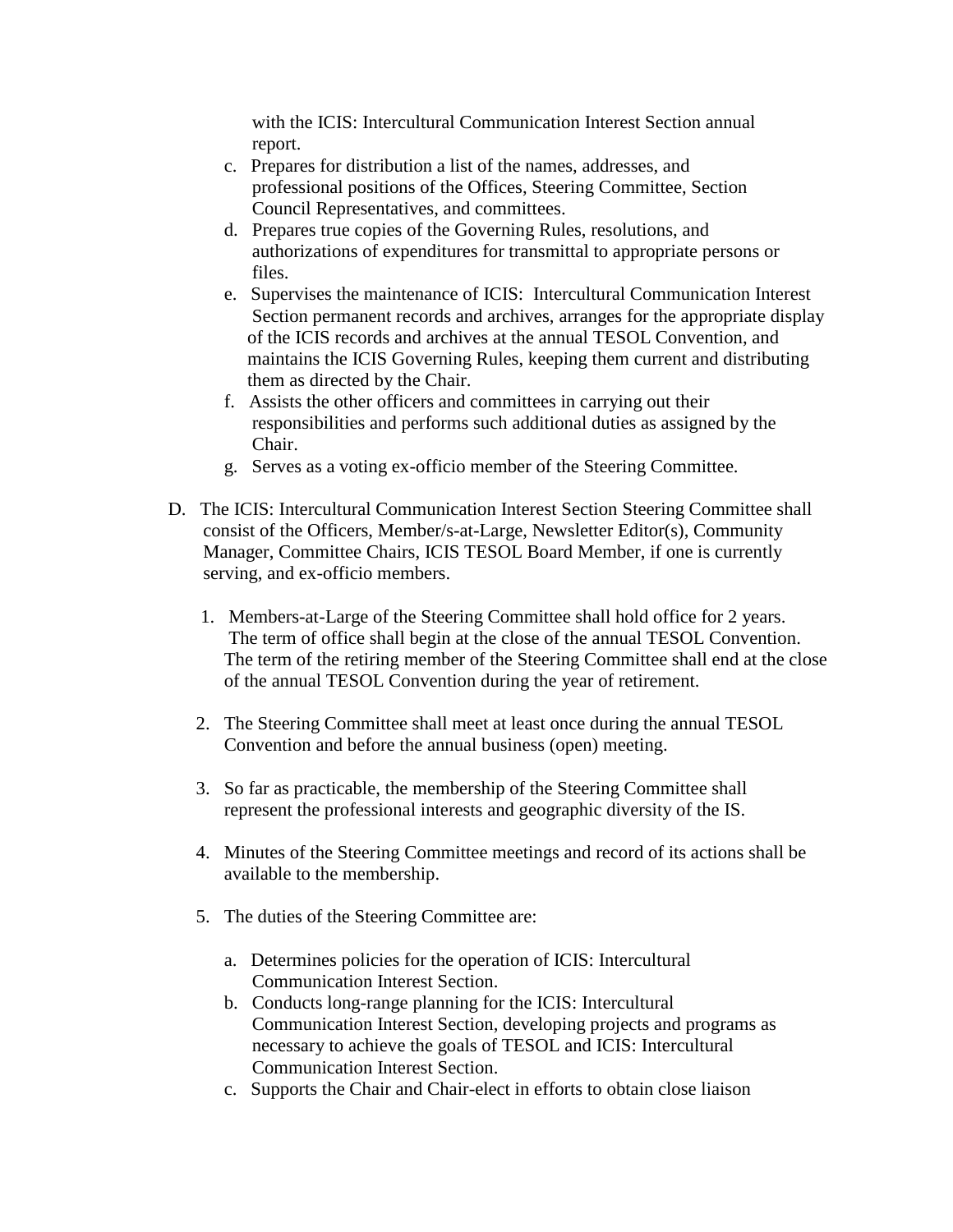with the ICIS: Intercultural Communication Interest Section annual report.

c. Prepares for distribution a list of the names, addresses, and professional positions of the Offices, Steering Committee, Section Council Representatives, and committees.
d. Prepares true copies of the Governing Rules, resolutions, and authorizations of expenditures for transmittal to appropriate persons or files.
e. Supervises the maintenance of ICIS: Intercultural Communication Interest Section permanent records and archives, arranges for the appropriate display of the ICIS records and archives at the annual TESOL Convention, and maintains the ICIS Governing Rules, keeping them current and distributing them as directed by the Chair.
f. Assists the other officers and committees in carrying out their responsibilities and performs such additional duties as assigned by the Chair.
g. Serves as a voting ex-officio member of the Steering Committee.

D. The ICIS: Intercultural Communication Interest Section Steering Committee shall consist of the Officers, Member/s-at-Large, Newsletter Editor(s), Community Manager, Committee Chairs, ICIS TESOL Board Member, if one is currently serving, and ex-officio members.

1. Members-at-Large of the Steering Committee shall hold office for 2 years. The term of office shall begin at the close of the annual TESOL Convention. The term of the retiring member of the Steering Committee shall end at the close of the annual TESOL Convention during the year of retirement.

2. The Steering Committee shall meet at least once during the annual TESOL Convention and before the annual business (open) meeting.

3. So far as practicable, the membership of the Steering Committee shall represent the professional interests and geographic diversity of the IS.

4. Minutes of the Steering Committee meetings and record of its actions shall be available to the membership.

5. The duties of the Steering Committee are:

   a. Determines policies for the operation of ICIS: Intercultural Communication Interest Section.
   b. Conducts long-range planning for the ICIS: Intercultural Communication Interest Section, developing projects and programs as necessary to achieve the goals of TESOL and ICIS: Intercultural Communication Interest Section.
   c. Supports the Chair and Chair-elect in efforts to obtain close liaison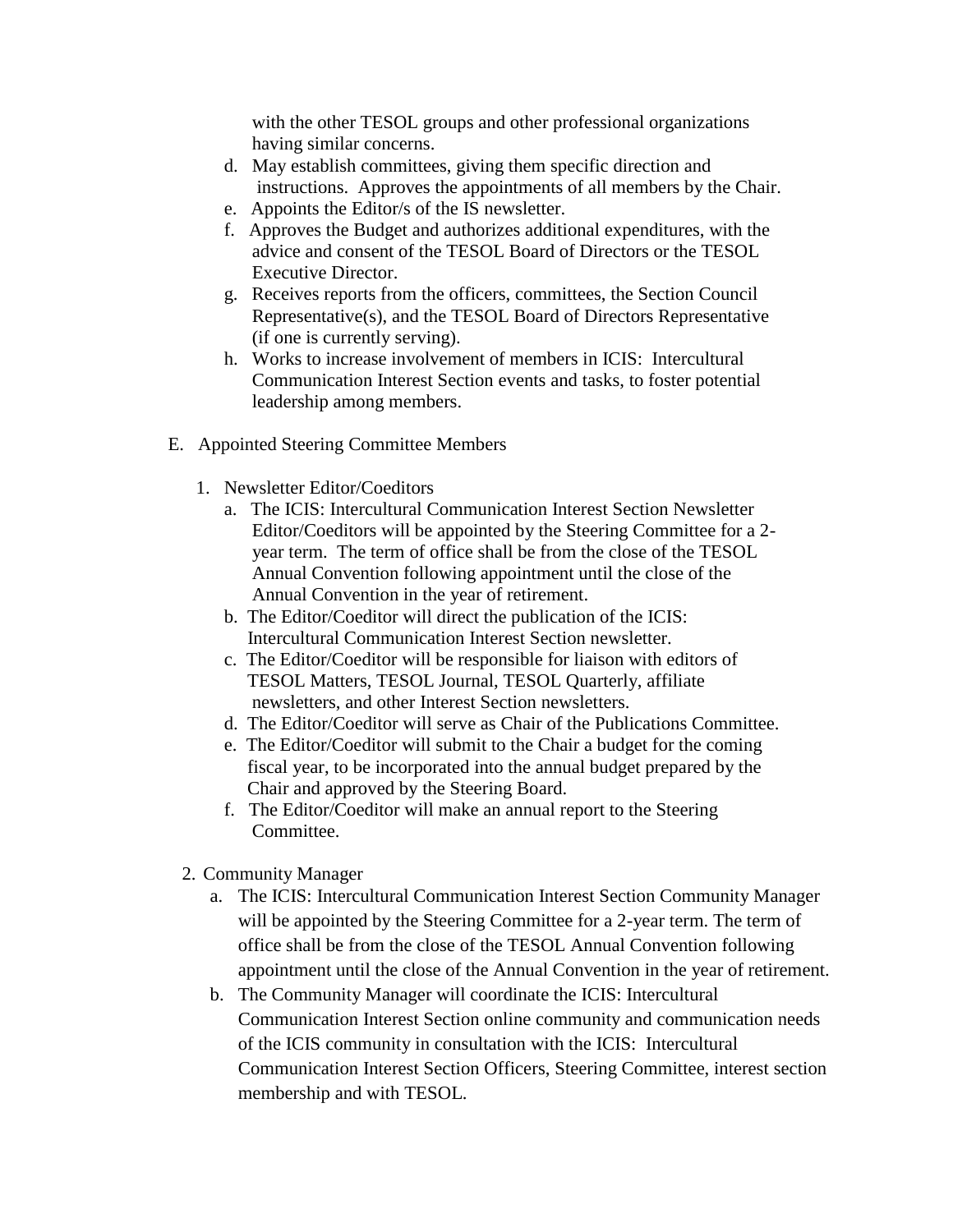with the other TESOL groups and other professional organizations having similar concerns.

d. May establish committees, giving them specific direction and instructions. Approves the appointments of all members by the Chair.
e. Appoints the Editor/s of the IS newsletter.
f. Approves the Budget and authorizes additional expenditures, with the advice and consent of the TESOL Board of Directors or the TESOL Executive Director.
g. Receives reports from the officers, committees, the Section Council Representative(s), and the TESOL Board of Directors Representative (if one is currently serving).
h. Works to increase involvement of members in ICIS: Intercultural Communication Interest Section events and tasks, to foster potential leadership among members.

E. Appointed Steering Committee Members

1. Newsletter Editor/Coeditors
   a. The ICIS: Intercultural Communication Interest Section Newsletter Editor/Coeditors will be appointed by the Steering Committee for a 2-year term. The term of office shall be from the close of the TESOL Annual Convention following appointment until the close of the Annual Convention in the year of retirement.
   b. The Editor/Coeditor will direct the publication of the ICIS: Intercultural Communication Interest Section newsletter.
   c. The Editor/Coeditor will be responsible for liaison with editors of TESOL Matters, TESOL Journal, TESOL Quarterly, affiliate newsletters, and other Interest Section newsletters.
   d. The Editor/Coeditor will serve as Chair of the Publications Committee.
   e. The Editor/Coeditor will submit to the Chair a budget for the coming fiscal year, to be incorporated into the annual budget prepared by the Chair and approved by the Steering Board.
   f. The Editor/Coeditor will make an annual report to the Steering Committee.

2. Community Manager
   a. The ICIS: Intercultural Communication Interest Section Community Manager will be appointed by the Steering Committee for a 2-year term. The term of office shall be from the close of the TESOL Annual Convention following appointment until the close of the Annual Convention in the year of retirement.
   b. The Community Manager will coordinate the ICIS: Intercultural Communication Interest Section online community and communication needs of the ICIS community in consultation with the ICIS: Intercultural Communication Interest Section Officers, Steering Committee, interest section membership and with TESOL.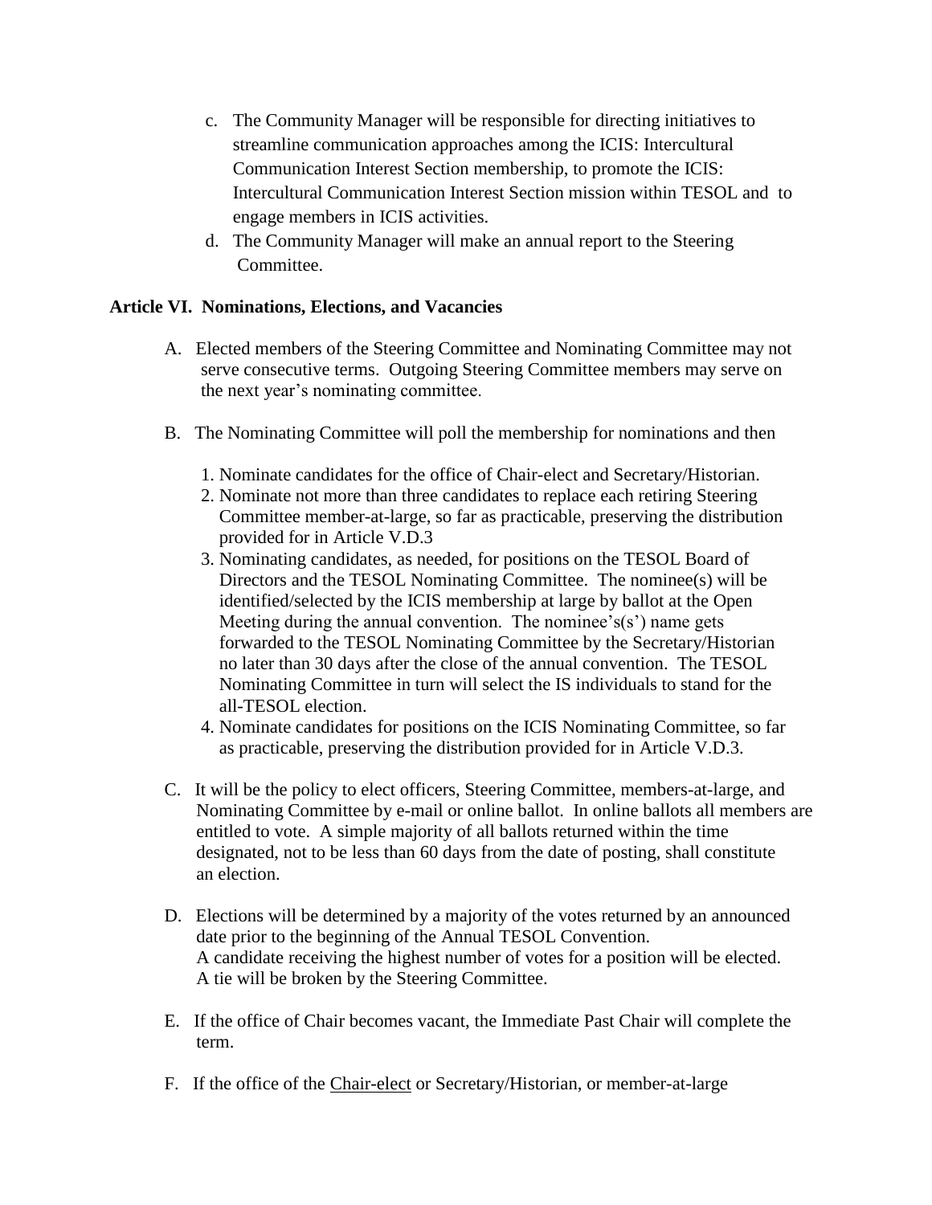c. The Community Manager will be responsible for directing initiatives to streamline communication approaches among the ICIS: Intercultural Communication Interest Section membership, to promote the ICIS: Intercultural Communication Interest Section mission within TESOL and to engage members in ICIS activities.

d. The Community Manager will make an annual report to the Steering Committee.

**Article VI. Nominations, Elections, and Vacancies**

A. Elected members of the Steering Committee and Nominating Committee may not serve consecutive terms. Outgoing Steering Committee members may serve on the next year's nominating committee.

B. The Nominating Committee will poll the membership for nominations and then

1. Nominate candidates for the office of Chair-elect and Secretary/Historian.
2. Nominate not more than three candidates to replace each retiring Steering Committee member-at-large, so far as practicable, preserving the distribution provided for in Article V.D.3
3. Nominating candidates, as needed, for positions on the TESOL Board of Directors and the TESOL Nominating Committee. The nominee(s) will be identified/selected by the ICIS membership at large by ballot at the Open Meeting during the annual convention. The nominee's(s') name gets forwarded to the TESOL Nominating Committee by the Secretary/Historian no later than 30 days after the close of the annual convention. The TESOL Nominating Committee in turn will select the IS individuals to stand for the all-TESOL election.
4. Nominate candidates for positions on the ICIS Nominating Committee, so far as practicable, preserving the distribution provided for in Article V.D.3.

C. It will be the policy to elect officers, Steering Committee, members-at-large, and Nominating Committee by e-mail or online ballot. In online ballots all members are entitled to vote. A simple majority of all ballots returned within the time designated, not to be less than 60 days from the date of posting, shall constitute an election.

D. Elections will be determined by a majority of the votes returned by an announced date prior to the beginning of the Annual TESOL Convention. A candidate receiving the highest number of votes for a position will be elected. A tie will be broken by the Steering Committee.

E. If the office of Chair becomes vacant, the Immediate Past Chair will complete the term.

F. If the office of the Chair-elect or Secretary/Historian, or member-at-large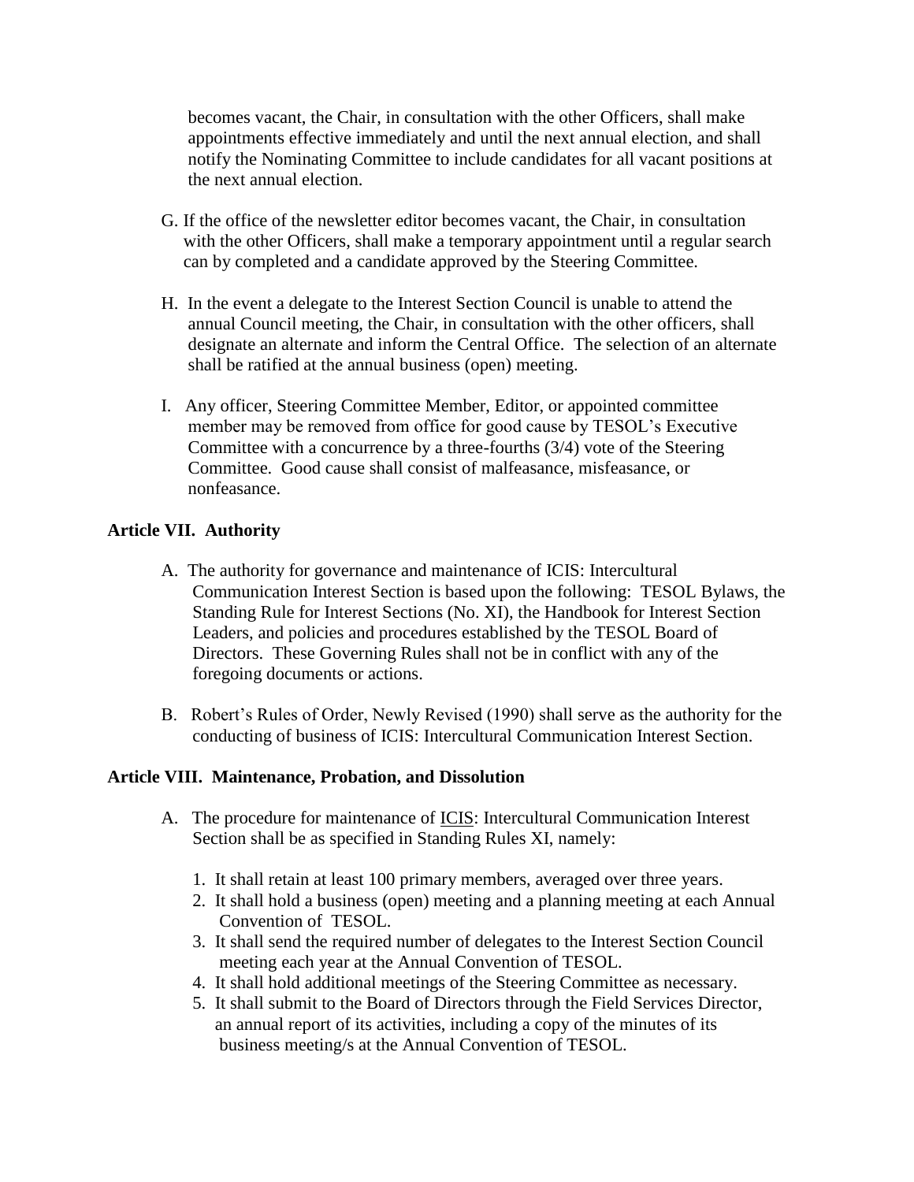becomes vacant, the Chair, in consultation with the other Officers, shall make appointments effective immediately and until the next annual election, and shall notify the Nominating Committee to include candidates for all vacant positions at the next annual election.

G. If the office of the newsletter editor becomes vacant, the Chair, in consultation with the other Officers, shall make a temporary appointment until a regular search can by completed and a candidate approved by the Steering Committee.

H. In the event a delegate to the Interest Section Council is unable to attend the annual Council meeting, the Chair, in consultation with the other officers, shall designate an alternate and inform the Central Office. The selection of an alternate shall be ratified at the annual business (open) meeting.

I. Any officer, Steering Committee Member, Editor, or appointed committee member may be removed from office for good cause by TESOL's Executive Committee with a concurrence by a three-fourths (3/4) vote of the Steering Committee. Good cause shall consist of malfeasance, misfeasance, or nonfeasance.

## Article VII. Authority

A. The authority for governance and maintenance of ICIS: Intercultural Communication Interest Section is based upon the following: TESOL Bylaws, the Standing Rule for Interest Sections (No. XI), the Handbook for Interest Section Leaders, and policies and procedures established by the TESOL Board of Directors. These Governing Rules shall not be in conflict with any of the foregoing documents or actions.

B. Robert's Rules of Order, Newly Revised (1990) shall serve as the authority for the conducting of business of ICIS: Intercultural Communication Interest Section.

## Article VIII. Maintenance, Probation, and Dissolution

A. The procedure for maintenance of ICIS: Intercultural Communication Interest Section shall be as specified in Standing Rules XI, namely:

1. It shall retain at least 100 primary members, averaged over three years.
2. It shall hold a business (open) meeting and a planning meeting at each Annual Convention of TESOL.
3. It shall send the required number of delegates to the Interest Section Council meeting each year at the Annual Convention of TESOL.
4. It shall hold additional meetings of the Steering Committee as necessary.
5. It shall submit to the Board of Directors through the Field Services Director, an annual report of its activities, including a copy of the minutes of its business meeting/s at the Annual Convention of TESOL.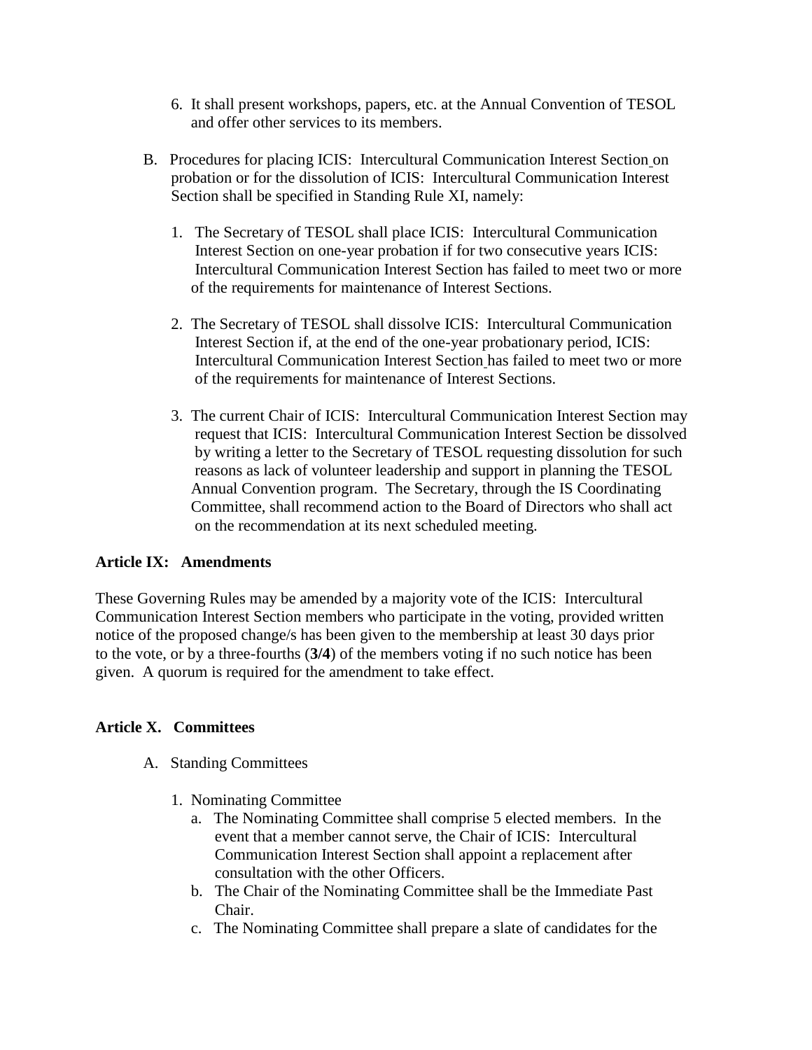6. It shall present workshops, papers, etc. at the Annual Convention of TESOL and offer other services to its members.

B. Procedures for placing ICIS: Intercultural Communication Interest Section on probation or for the dissolution of ICIS: Intercultural Communication Interest Section shall be specified in Standing Rule XI, namely:

   1. The Secretary of TESOL shall place ICIS: Intercultural Communication Interest Section on one-year probation if for two consecutive years ICIS: Intercultural Communication Interest Section has failed to meet two or more of the requirements for maintenance of Interest Sections.

   2. The Secretary of TESOL shall dissolve ICIS: Intercultural Communication Interest Section if, at the end of the one-year probationary period, ICIS: Intercultural Communication Interest Section has failed to meet two or more of the requirements for maintenance of Interest Sections.

   3. The current Chair of ICIS: Intercultural Communication Interest Section may request that ICIS: Intercultural Communication Interest Section be dissolved by writing a letter to the Secretary of TESOL requesting dissolution for such reasons as lack of volunteer leadership and support in planning the TESOL Annual Convention program. The Secretary, through the IS Coordinating Committee, shall recommend action to the Board of Directors who shall act on the recommendation at its next scheduled meeting.

**Article IX: Amendments**

These Governing Rules may be amended by a majority vote of the ICIS: Intercultural Communication Interest Section members who participate in the voting, provided written notice of the proposed change/s has been given to the membership at least 30 days prior to the vote, or by a three-fourths (**3/4**) of the members voting if no such notice has been given. A quorum is required for the amendment to take effect.

**Article X. Committees**

A. Standing Committees

   1. Nominating Committee
      a. The Nominating Committee shall comprise 5 elected members. In the event that a member cannot serve, the Chair of ICIS: Intercultural Communication Interest Section shall appoint a replacement after consultation with the other Officers.
      b. The Chair of the Nominating Committee shall be the Immediate Past Chair.
      c. The Nominating Committee shall prepare a slate of candidates for the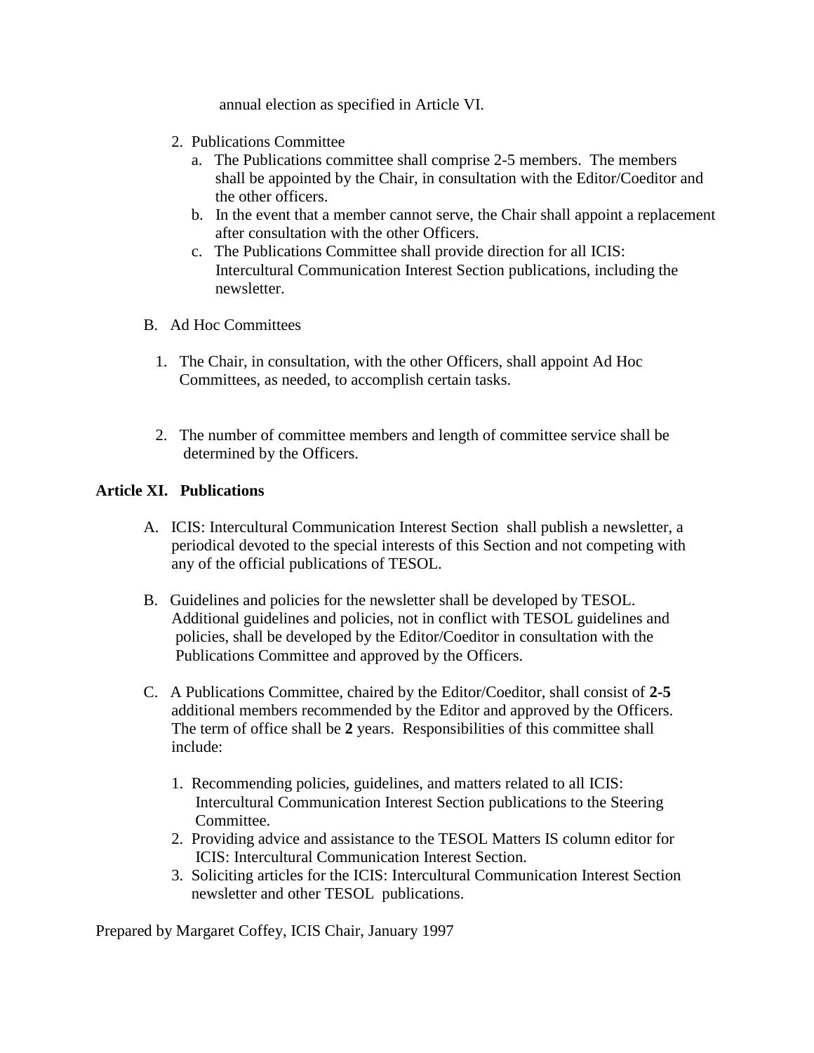annual election as specified in Article VI.

2. Publications Committee
   a. The Publications committee shall comprise 2-5 members. The members shall be appointed by the Chair, in consultation with the Editor/Coeditor and the other officers.
   b. In the event that a member cannot serve, the Chair shall appoint a replacement after consultation with the other Officers.
   c. The Publications Committee shall provide direction for all ICIS: Intercultural Communication Interest Section publications, including the newsletter.

B. Ad Hoc Committees

1. The Chair, in consultation, with the other Officers, shall appoint Ad Hoc Committees, as needed, to accomplish certain tasks.

2. The number of committee members and length of committee service shall be determined by the Officers.

**Article XI. Publications**

A. ICIS: Intercultural Communication Interest Section shall publish a newsletter, a periodical devoted to the special interests of this Section and not competing with any of the official publications of TESOL.

B. Guidelines and policies for the newsletter shall be developed by TESOL. Additional guidelines and policies, not in conflict with TESOL guidelines and policies, shall be developed by the Editor/Coeditor in consultation with the Publications Committee and approved by the Officers.

C. A Publications Committee, chaired by the Editor/Coeditor, shall consist of **2-5** additional members recommended by the Editor and approved by the Officers. The term of office shall be **2** years. Responsibilities of this committee shall include:

   1. Recommending policies, guidelines, and matters related to all ICIS: Intercultural Communication Interest Section publications to the Steering Committee.
   2. Providing advice and assistance to the TESOL Matters IS column editor for ICIS: Intercultural Communication Interest Section.
   3. Soliciting articles for the ICIS: Intercultural Communication Interest Section newsletter and other TESOL publications.

Prepared by Margaret Coffey, ICIS Chair, January 1997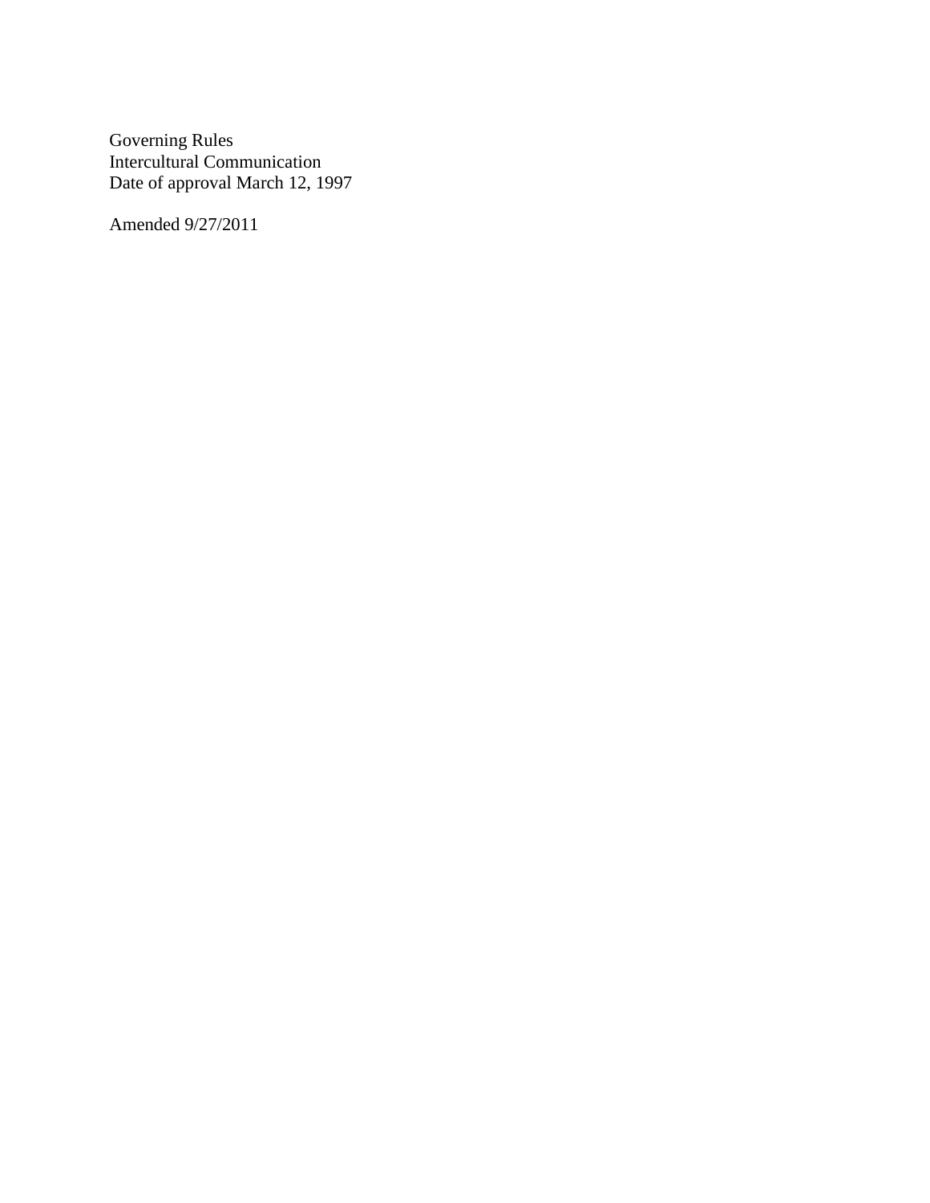Governing Rules
Intercultural Communication
Date of approval March 12, 1997

Amended 9/27/2011